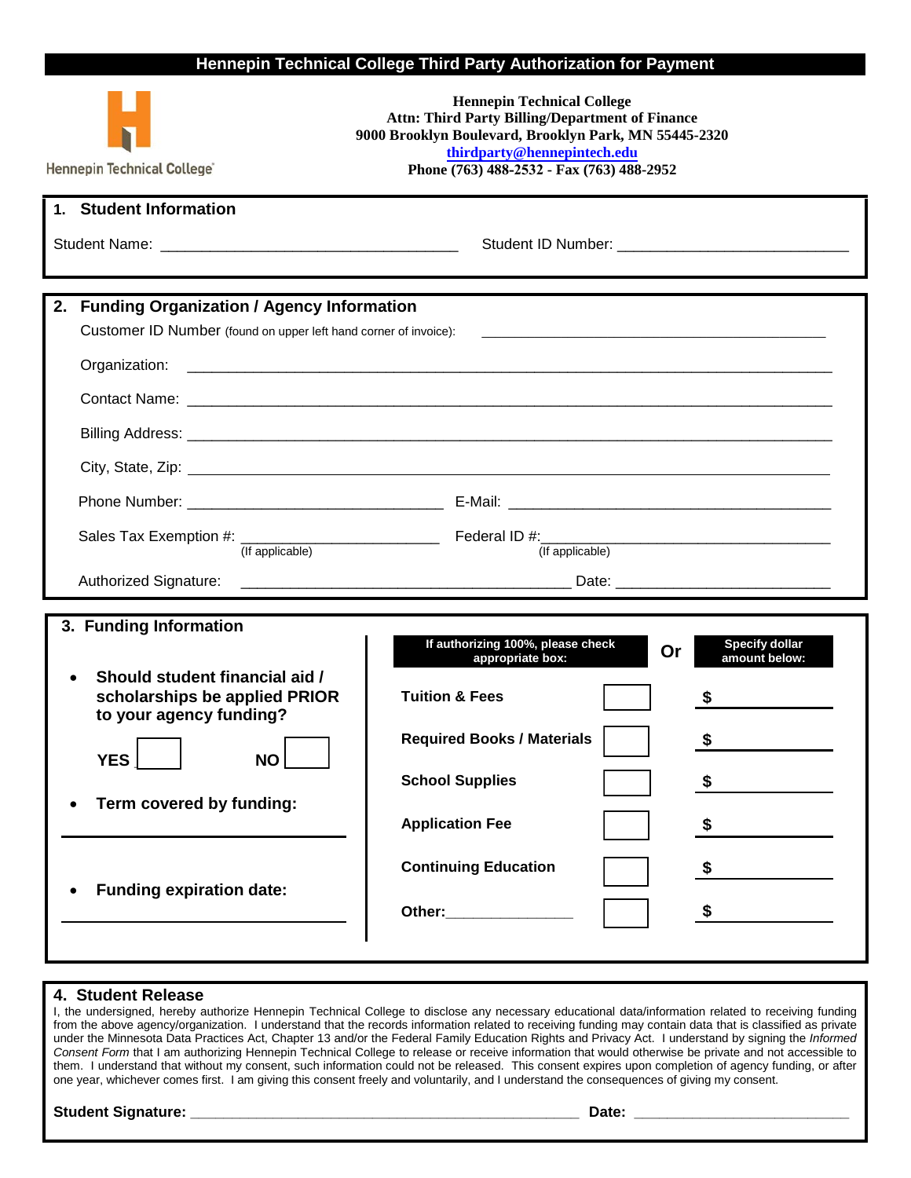# Hennepin Technical College Third Party Authorization for Payment

Hennepin Technical College

**Hennepin Technical College**
**Attn: Third Party Billing/Department of Finance**
**9000 Brooklyn Boulevard, Brooklyn Park, MN 55445-2320**
**thirdparty@hennepintech.edu**
**Phone (763) 488-2532 - Fax (763) 488-2952**

## 1. Student Information

Student Name: ___________________________________ Student ID Number: ___________________________

## 2. Funding Organization / Agency Information

Customer ID Number (found on upper left hand corner of invoice): ________________________________________

Organization: ___________________________________________________________________________

Contact Name: ___________________________________________________________________________

Billing Address: _________________________________________________________________________

City, State, Zip: _________________________________________________________________________

Phone Number: ______________________________ E-Mail: _______________________________________

Sales Tax Exemption #: ______________________ (If applicable) Federal ID #: __________________________ (If applicable)

Authorized Signature: _______________________________________ Date: ________________________

## 3. Funding Information

- **Should student financial aid / scholarships be applied PRIOR to your agency funding?**

  **YES** ☐ **NO** ☐

- **Term covered by funding:**

  ______________________________

- **Funding expiration date:**

  ______________________________

| | If authorizing 100%, please check appropriate box: | Or | Specify dollar amount below: |
|---|---|---|---|
| **Tuition & Fees** | ☐ | | **$** ________ |
| **Required Books / Materials** | ☐ | | **$** ________ |
| **School Supplies** | ☐ | | **$** ________ |
| **Application Fee** | ☐ | | **$** ________ |
| **Continuing Education** | ☐ | | **$** ________ |
| **Other:**_______________ | ☐ | | **$** ________ |

## 4. Student Release

I, the undersigned, hereby authorize Hennepin Technical College to disclose any necessary educational data/information related to receiving funding from the above agency/organization. I understand that the records information related to receiving funding may contain data that is classified as private under the Minnesota Data Practices Act, Chapter 13 and/or the Federal Family Education Rights and Privacy Act. I understand by signing the *Informed Consent Form* that I am authorizing Hennepin Technical College to release or receive information that would otherwise be private and not accessible to them. I understand that without my consent, such information could not be released. This consent expires upon completion of agency funding, or after one year, whichever comes first. I am giving this consent freely and voluntarily, and I understand the consequences of giving my consent.

**Student Signature:** _______________________________________________ **Date:** __________________________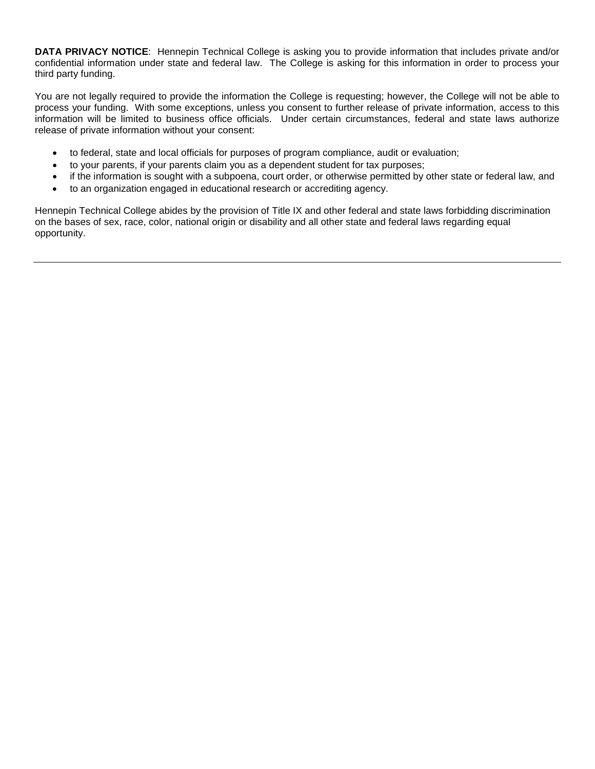**DATA PRIVACY NOTICE**: Hennepin Technical College is asking you to provide information that includes private and/or confidential information under state and federal law. The College is asking for this information in order to process your third party funding.

You are not legally required to provide the information the College is requesting; however, the College will not be able to process your funding. With some exceptions, unless you consent to further release of private information, access to this information will be limited to business office officials. Under certain circumstances, federal and state laws authorize release of private information without your consent:

- to federal, state and local officials for purposes of program compliance, audit or evaluation;
- to your parents, if your parents claim you as a dependent student for tax purposes;
- if the information is sought with a subpoena, court order, or otherwise permitted by other state or federal law, and
- to an organization engaged in educational research or accrediting agency.

Hennepin Technical College abides by the provision of Title IX and other federal and state laws forbidding discrimination on the bases of sex, race, color, national origin or disability and all other state and federal laws regarding equal opportunity.

---